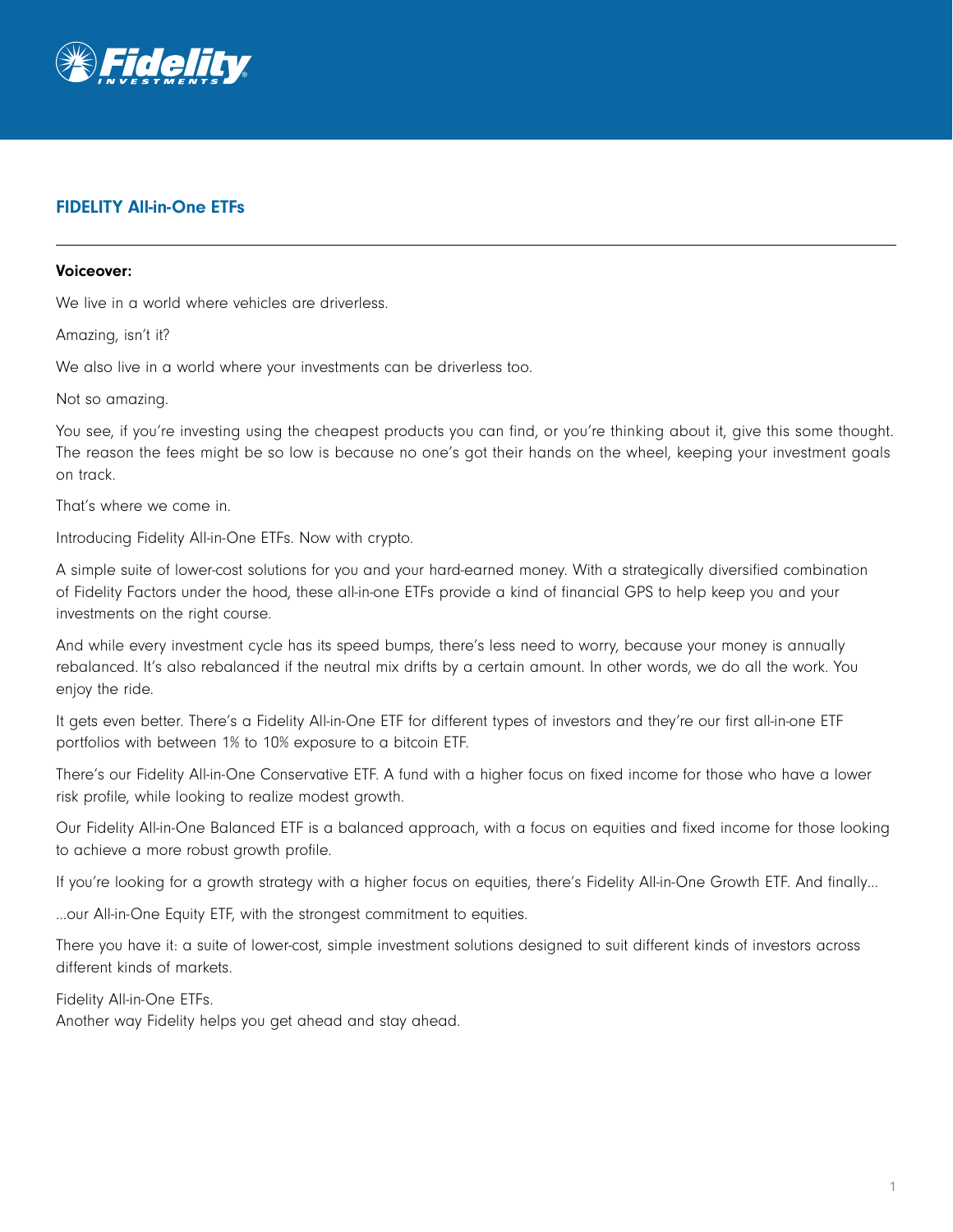## FIDELITY All-in-One ETFs

---

**Voiceover:**

We live in a world where vehicles are driverless.

Amazing, isn't it?

We also live in a world where your investments can be driverless too.

Not so amazing.

You see, if you're investing using the cheapest products you can find, or you're thinking about it, give this some thought. The reason the fees might be so low is because no one's got their hands on the wheel, keeping your investment goals on track.

That's where we come in.

Introducing Fidelity All-in-One ETFs. Now with crypto.

A simple suite of lower-cost solutions for you and your hard-earned money. With a strategically diversified combination of Fidelity Factors under the hood, these all-in-one ETFs provide a kind of financial GPS to help keep you and your investments on the right course.

And while every investment cycle has its speed bumps, there's less need to worry, because your money is annually rebalanced. It's also rebalanced if the neutral mix drifts by a certain amount. In other words, we do all the work. You enjoy the ride.

It gets even better. There's a Fidelity All-in-One ETF for different types of investors and they're our first all-in-one ETF portfolios with between 1% to 10% exposure to a bitcoin ETF.

There's our Fidelity All-in-One Conservative ETF. A fund with a higher focus on fixed income for those who have a lower risk profile, while looking to realize modest growth.

Our Fidelity All-in-One Balanced ETF is a balanced approach, with a focus on equities and fixed income for those looking to achieve a more robust growth profile.

If you're looking for a growth strategy with a higher focus on equities, there's Fidelity All-in-One Growth ETF. And finally...

...our All-in-One Equity ETF, with the strongest commitment to equities.

There you have it: a suite of lower-cost, simple investment solutions designed to suit different kinds of investors across different kinds of markets.

Fidelity All-in-One ETFs.
Another way Fidelity helps you get ahead and stay ahead.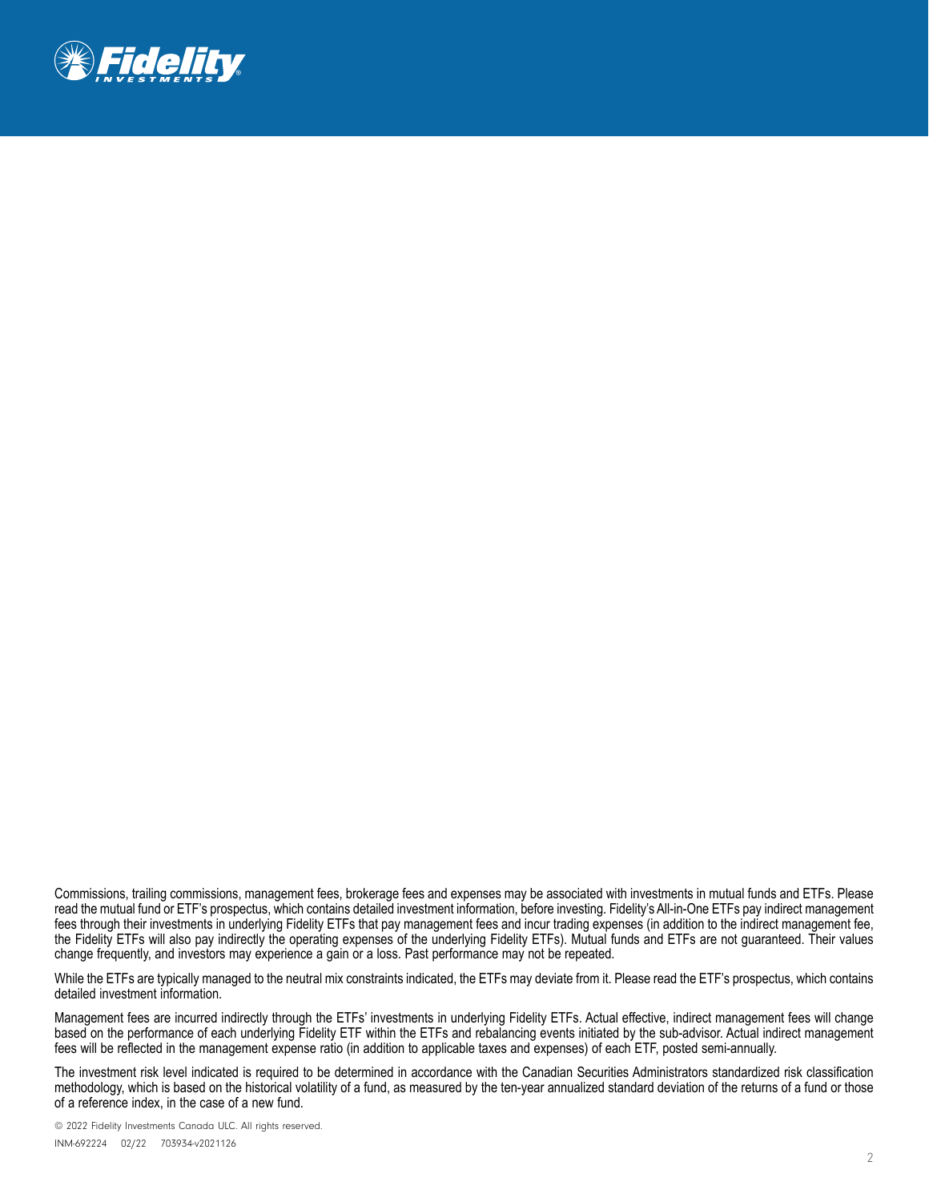Commissions, trailing commissions, management fees, brokerage fees and expenses may be associated with investments in mutual funds and ETFs. Please read the mutual fund or ETF's prospectus, which contains detailed investment information, before investing. Fidelity's All-in-One ETFs pay indirect management fees through their investments in underlying Fidelity ETFs that pay management fees and incur trading expenses (in addition to the indirect management fee, the Fidelity ETFs will also pay indirectly the operating expenses of the underlying Fidelity ETFs). Mutual funds and ETFs are not guaranteed. Their values change frequently, and investors may experience a gain or a loss. Past performance may not be repeated.

While the ETFs are typically managed to the neutral mix constraints indicated, the ETFs may deviate from it. Please read the ETF's prospectus, which contains detailed investment information.

Management fees are incurred indirectly through the ETFs' investments in underlying Fidelity ETFs. Actual effective, indirect management fees will change based on the performance of each underlying Fidelity ETF within the ETFs and rebalancing events initiated by the sub-advisor. Actual indirect management fees will be reflected in the management expense ratio (in addition to applicable taxes and expenses) of each ETF, posted semi-annually.

The investment risk level indicated is required to be determined in accordance with the Canadian Securities Administrators standardized risk classification methodology, which is based on the historical volatility of a fund, as measured by the ten-year annualized standard deviation of the returns of a fund or those of a reference index, in the case of a new fund.

© 2022 Fidelity Investments Canada ULC. All rights reserved.

INM-692224 02/22 703934-v2021126